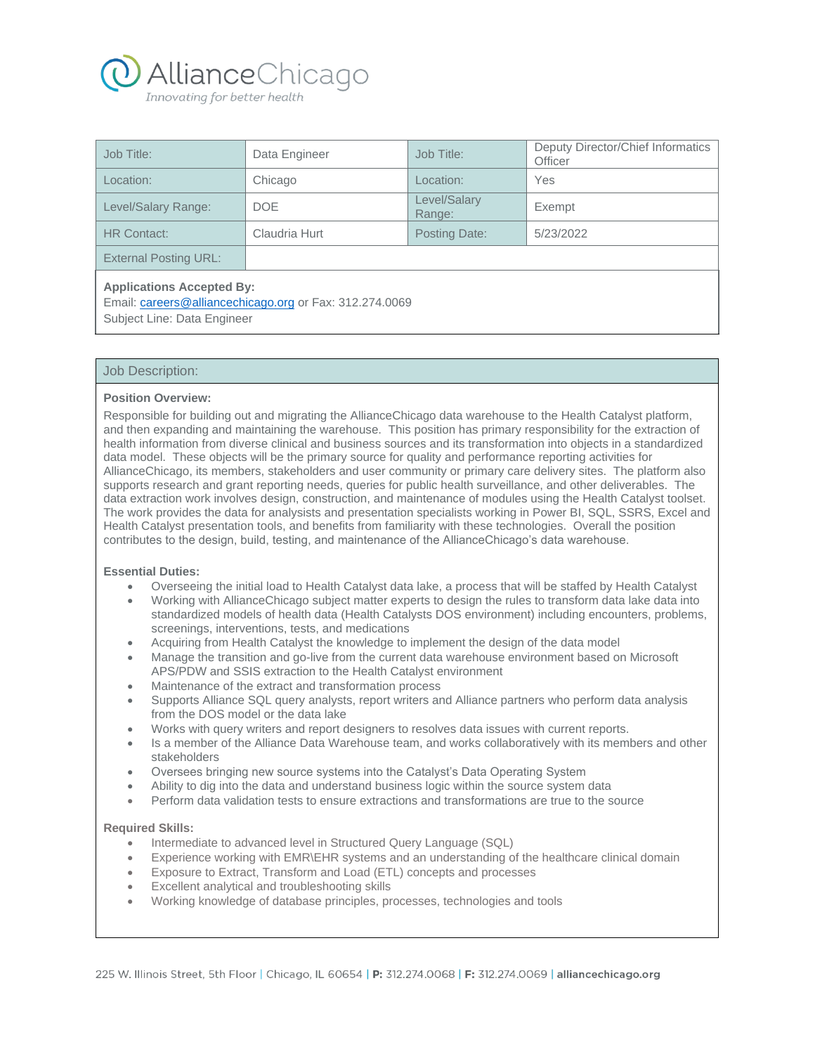AllianceChicago

*Innovating for better health*

| Job Title: | Data Engineer | Job Title: | Deputy Director/Chief Informatics Officer |
|---|---|---|---|
| Location: | Chicago | Location: | Yes |
| Level/Salary Range: | DOE | Level/Salary Range: | Exempt |
| HR Contact: | Claudria Hurt | Posting Date: | 5/23/2022 |
| External Posting URL: | | | |

**Applications Accepted By:**
Email: careers@alliancechicago.org or Fax: 312.274.0069
Subject Line: Data Engineer

## Job Description:

**Position Overview:**
Responsible for building out and migrating the AllianceChicago data warehouse to the Health Catalyst platform, and then expanding and maintaining the warehouse. This position has primary responsibility for the extraction of health information from diverse clinical and business sources and its transformation into objects in a standardized data model. These objects will be the primary source for quality and performance reporting activities for AllianceChicago, its members, stakeholders and user community or primary care delivery sites. The platform also supports research and grant reporting needs, queries for public health surveillance, and other deliverables. The data extraction work involves design, construction, and maintenance of modules using the Health Catalyst toolset. The work provides the data for analysists and presentation specialists working in Power BI, SQL, SSRS, Excel and Health Catalyst presentation tools, and benefits from familiarity with these technologies. Overall the position contributes to the design, build, testing, and maintenance of the AllianceChicago's data warehouse.

**Essential Duties:**

- Overseeing the initial load to Health Catalyst data lake, a process that will be staffed by Health Catalyst
- Working with AllianceChicago subject matter experts to design the rules to transform data lake data into standardized models of health data (Health Catalysts DOS environment) including encounters, problems, screenings, interventions, tests, and medications
- Acquiring from Health Catalyst the knowledge to implement the design of the data model
- Manage the transition and go-live from the current data warehouse environment based on Microsoft APS/PDW and SSIS extraction to the Health Catalyst environment
- Maintenance of the extract and transformation process
- Supports Alliance SQL query analysts, report writers and Alliance partners who perform data analysis from the DOS model or the data lake
- Works with query writers and report designers to resolves data issues with current reports.
- Is a member of the Alliance Data Warehouse team, and works collaboratively with its members and other stakeholders
- Oversees bringing new source systems into the Catalyst's Data Operating System
- Ability to dig into the data and understand business logic within the source system data
- Perform data validation tests to ensure extractions and transformations are true to the source

**Required Skills:**

- Intermediate to advanced level in Structured Query Language (SQL)
- Experience working with EMR\EHR systems and an understanding of the healthcare clinical domain
- Exposure to Extract, Transform and Load (ETL) concepts and processes
- Excellent analytical and troubleshooting skills
- Working knowledge of database principles, processes, technologies and tools

225 W. Illinois Street, 5th Floor | Chicago, IL 60654 | **P:** 312.274.0068 | **F:** 312.274.0069 | **alliancechicago.org**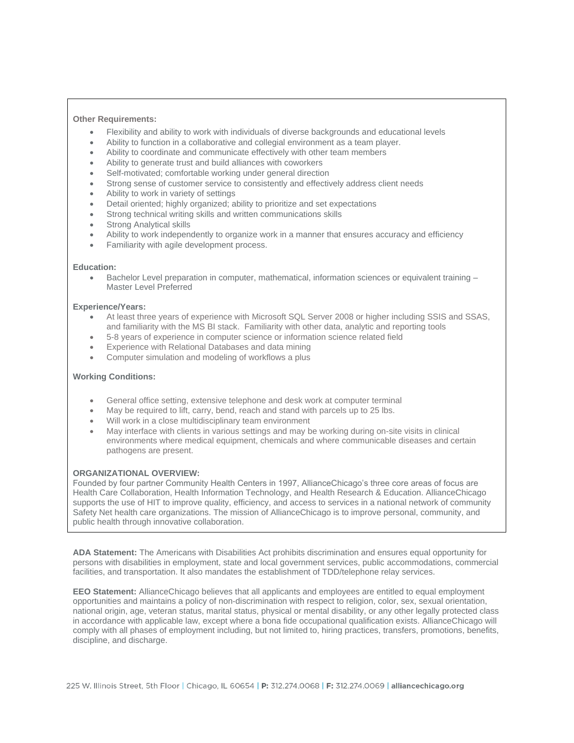**Other Requirements:**

- Flexibility and ability to work with individuals of diverse backgrounds and educational levels
- Ability to function in a collaborative and collegial environment as a team player.
- Ability to coordinate and communicate effectively with other team members
- Ability to generate trust and build alliances with coworkers
- Self-motivated; comfortable working under general direction
- Strong sense of customer service to consistently and effectively address client needs
- Ability to work in variety of settings
- Detail oriented; highly organized; ability to prioritize and set expectations
- Strong technical writing skills and written communications skills
- Strong Analytical skills
- Ability to work independently to organize work in a manner that ensures accuracy and efficiency
- Familiarity with agile development process.

**Education:**

- Bachelor Level preparation in computer, mathematical, information sciences or equivalent training – Master Level Preferred

**Experience/Years:**

- At least three years of experience with Microsoft SQL Server 2008 or higher including SSIS and SSAS, and familiarity with the MS BI stack. Familiarity with other data, analytic and reporting tools
- 5-8 years of experience in computer science or information science related field
- Experience with Relational Databases and data mining
- Computer simulation and modeling of workflows a plus

**Working Conditions:**

- General office setting, extensive telephone and desk work at computer terminal
- May be required to lift, carry, bend, reach and stand with parcels up to 25 lbs.
- Will work in a close multidisciplinary team environment
- May interface with clients in various settings and may be working during on-site visits in clinical environments where medical equipment, chemicals and where communicable diseases and certain pathogens are present.

**ORGANIZATIONAL OVERVIEW:**

Founded by four partner Community Health Centers in 1997, AllianceChicago's three core areas of focus are Health Care Collaboration, Health Information Technology, and Health Research & Education. AllianceChicago supports the use of HIT to improve quality, efficiency, and access to services in a national network of community Safety Net health care organizations. The mission of AllianceChicago is to improve personal, community, and public health through innovative collaboration.

**ADA Statement:** The Americans with Disabilities Act prohibits discrimination and ensures equal opportunity for persons with disabilities in employment, state and local government services, public accommodations, commercial facilities, and transportation. It also mandates the establishment of TDD/telephone relay services.

**EEO Statement:** AllianceChicago believes that all applicants and employees are entitled to equal employment opportunities and maintains a policy of non-discrimination with respect to religion, color, sex, sexual orientation, national origin, age, veteran status, marital status, physical or mental disability, or any other legally protected class in accordance with applicable law, except where a bona fide occupational qualification exists. AllianceChicago will comply with all phases of employment including, but not limited to, hiring practices, transfers, promotions, benefits, discipline, and discharge.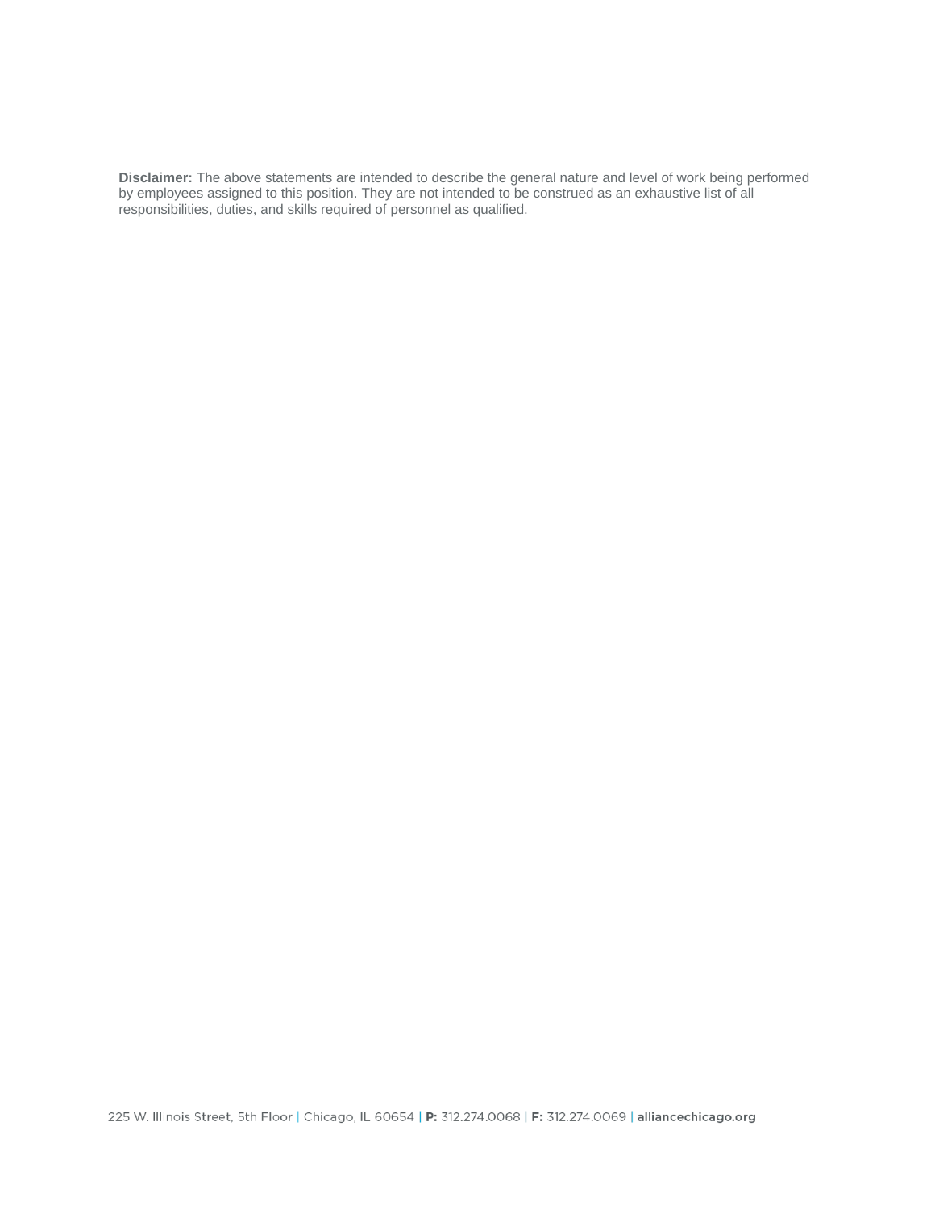---

**Disclaimer:** The above statements are intended to describe the general nature and level of work being performed by employees assigned to this position. They are not intended to be construed as an exhaustive list of all responsibilities, duties, and skills required of personnel as qualified.